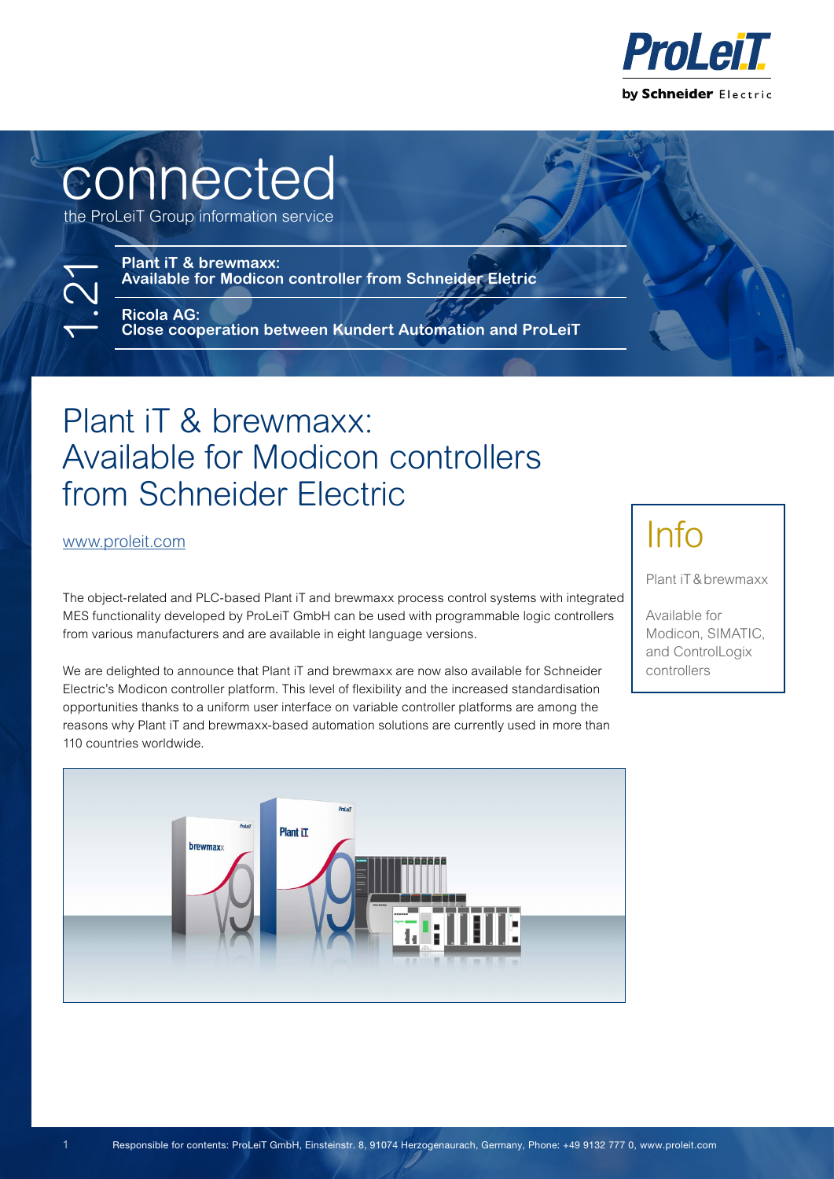# connected

the ProLeiT Group information service

1.21

**Plant iT & brewmaxx:**
**Available for Modicon controller from Schneider Eletric**

**Ricola AG:**
**Close cooperation between Kundert Automation and ProLeiT**

## Plant iT & brewmaxx: Available for Modicon controllers from Schneider Electric

www.proleit.com

The object-related and PLC-based Plant iT and brewmaxx process control systems with integrated MES functionality developed by ProLeiT GmbH can be used with programmable logic controllers from various manufacturers and are available in eight language versions.

We are delighted to announce that Plant iT and brewmaxx are now also available for Schneider Electric's Modicon controller platform. This level of flexibility and the increased standardisation opportunities thanks to a uniform user interface on variable controller platforms are among the reasons why Plant iT and brewmaxx-based automation solutions are currently used in more than 110 countries worldwide.

### Info

Plant iT & brewmaxx

Available for Modicon, SIMATIC, and ControlLogix controllers

Responsible for contents: ProLeiT GmbH, Einsteinstr. 8, 91074 Herzogenaurach, Germany, Phone: +49 9132 777 0, www.proleit.com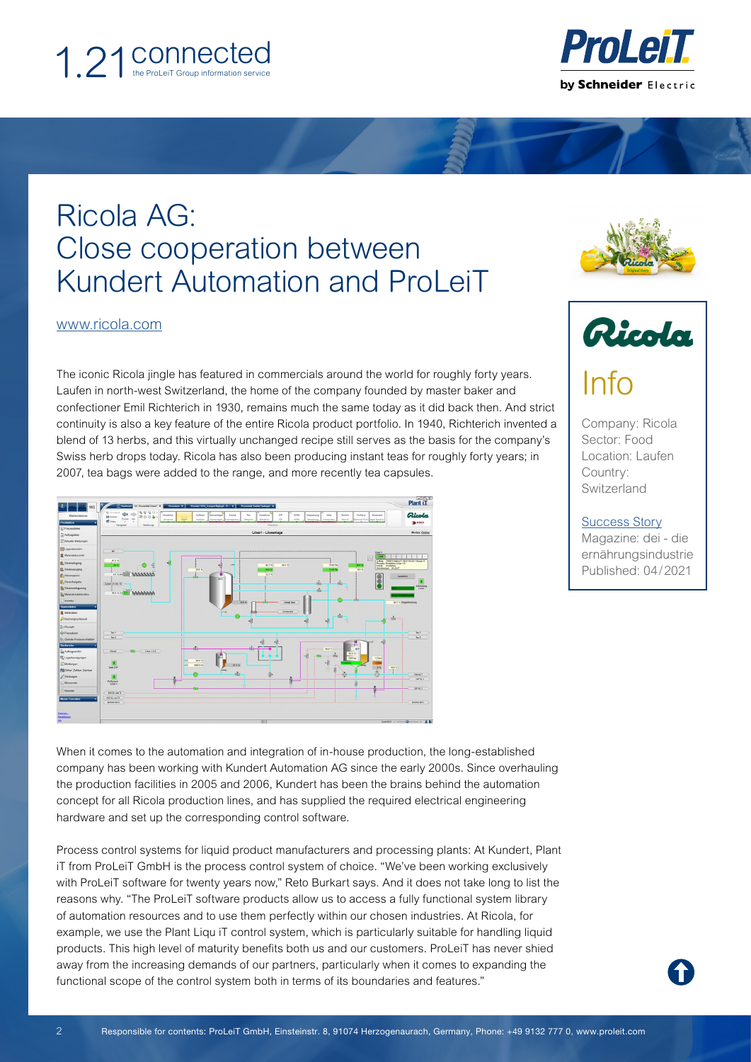# Ricola AG: Close cooperation between Kundert Automation and ProLeiT

www.ricola.com

The iconic Ricola jingle has featured in commercials around the world for roughly forty years. Laufen in north-west Switzerland, the home of the company founded by master baker and confectioner Emil Richterich in 1930, remains much the same today as it did back then. And strict continuity is also a key feature of the entire Ricola product portfolio. In 1940, Richterich invented a blend of 13 herbs, and this virtually unchanged recipe still serves as the basis for the company's Swiss herb drops today. Ricola has also been producing instant teas for roughly forty years; in 2007, tea bags were added to the range, and more recently tea capsules.

When it comes to the automation and integration of in-house production, the long-established company has been working with Kundert Automation AG since the early 2000s. Since overhauling the production facilities in 2005 and 2006, Kundert has been the brains behind the automation concept for all Ricola production lines, and has supplied the required electrical engineering hardware and set up the corresponding control software.

Process control systems for liquid product manufacturers and processing plants: At Kundert, Plant iT from ProLeiT GmbH is the process control system of choice. "We've been working exclusively with ProLeiT software for twenty years now," Reto Burkart says. And it does not take long to list the reasons why. "The ProLeiT software products allow us to access a fully functional system library of automation resources and to use them perfectly within our chosen industries. At Ricola, for example, we use the Plant Liqu iT control system, which is particularly suitable for handling liquid products. This high level of maturity benefits both us and our customers. ProLeiT has never shied away from the increasing demands of our partners, particularly when it comes to expanding the functional scope of the control system both in terms of its boundaries and features."

## Info

Company: Ricola
Sector: Food
Location: Laufen
Country: Switzerland

Success Story
Magazine: dei - die ernährungsindustrie
Published: 04/2021